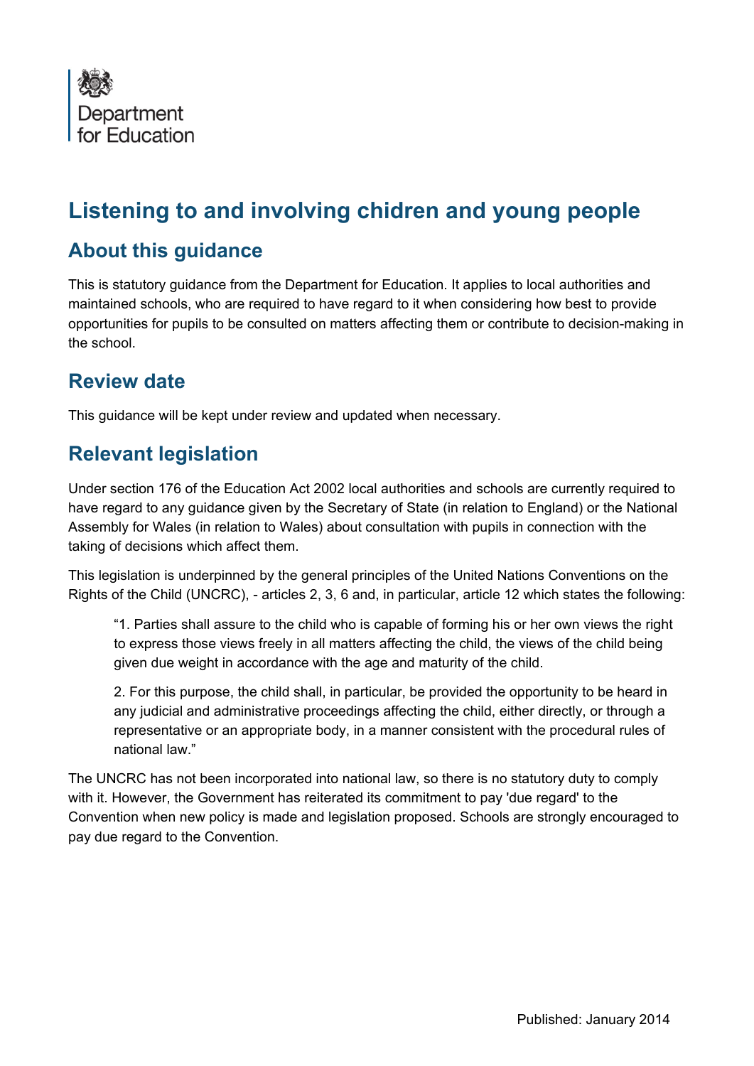Department for Education

# Listening to and involving chidren and young people

## About this guidance

This is statutory guidance from the Department for Education. It applies to local authorities and maintained schools, who are required to have regard to it when considering how best to provide opportunities for pupils to be consulted on matters affecting them or contribute to decision-making in the school.

## Review date

This guidance will be kept under review and updated when necessary.

## Relevant legislation

Under section 176 of the Education Act 2002 local authorities and schools are currently required to have regard to any guidance given by the Secretary of State (in relation to England) or the National Assembly for Wales (in relation to Wales) about consultation with pupils in connection with the taking of decisions which affect them.

This legislation is underpinned by the general principles of the United Nations Conventions on the Rights of the Child (UNCRC), - articles 2, 3, 6 and, in particular, article 12 which states the following:

> "1. Parties shall assure to the child who is capable of forming his or her own views the right to express those views freely in all matters affecting the child, the views of the child being given due weight in accordance with the age and maturity of the child.
>
> 2. For this purpose, the child shall, in particular, be provided the opportunity to be heard in any judicial and administrative proceedings affecting the child, either directly, or through a representative or an appropriate body, in a manner consistent with the procedural rules of national law."

The UNCRC has not been incorporated into national law, so there is no statutory duty to comply with it. However, the Government has reiterated its commitment to pay 'due regard' to the Convention when new policy is made and legislation proposed. Schools are strongly encouraged to pay due regard to the Convention.

Published: January 2014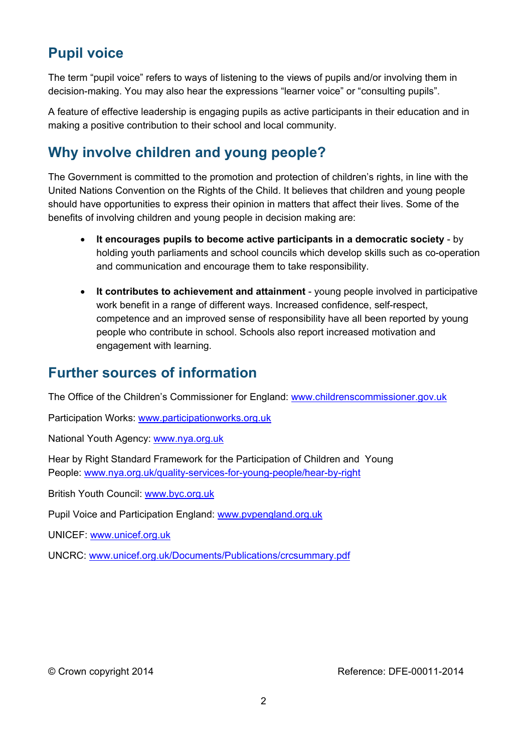## Pupil voice

The term "pupil voice" refers to ways of listening to the views of pupils and/or involving them in decision-making. You may also hear the expressions "learner voice" or "consulting pupils".

A feature of effective leadership is engaging pupils as active participants in their education and in making a positive contribution to their school and local community.

## Why involve children and young people?

The Government is committed to the promotion and protection of children's rights, in line with the United Nations Convention on the Rights of the Child. It believes that children and young people should have opportunities to express their opinion in matters that affect their lives. Some of the benefits of involving children and young people in decision making are:

- **It encourages pupils to become active participants in a democratic society** - by holding youth parliaments and school councils which develop skills such as co-operation and communication and encourage them to take responsibility.

- **It contributes to achievement and attainment** - young people involved in participative work benefit in a range of different ways. Increased confidence, self-respect, competence and an improved sense of responsibility have all been reported by young people who contribute in school. Schools also report increased motivation and engagement with learning.

## Further sources of information

The Office of the Children's Commissioner for England: www.childrenscommissioner.gov.uk

Participation Works: www.participationworks.org.uk

National Youth Agency: www.nya.org.uk

Hear by Right Standard Framework for the Participation of Children and Young People: www.nya.org.uk/quality-services-for-young-people/hear-by-right

British Youth Council: www.byc.org.uk

Pupil Voice and Participation England: www.pvpengland.org.uk

UNICEF: www.unicef.org.uk

UNCRC: www.unicef.org.uk/Documents/Publications/crcsummary.pdf

© Crown copyright 2014 Reference: DFE-00011-2014